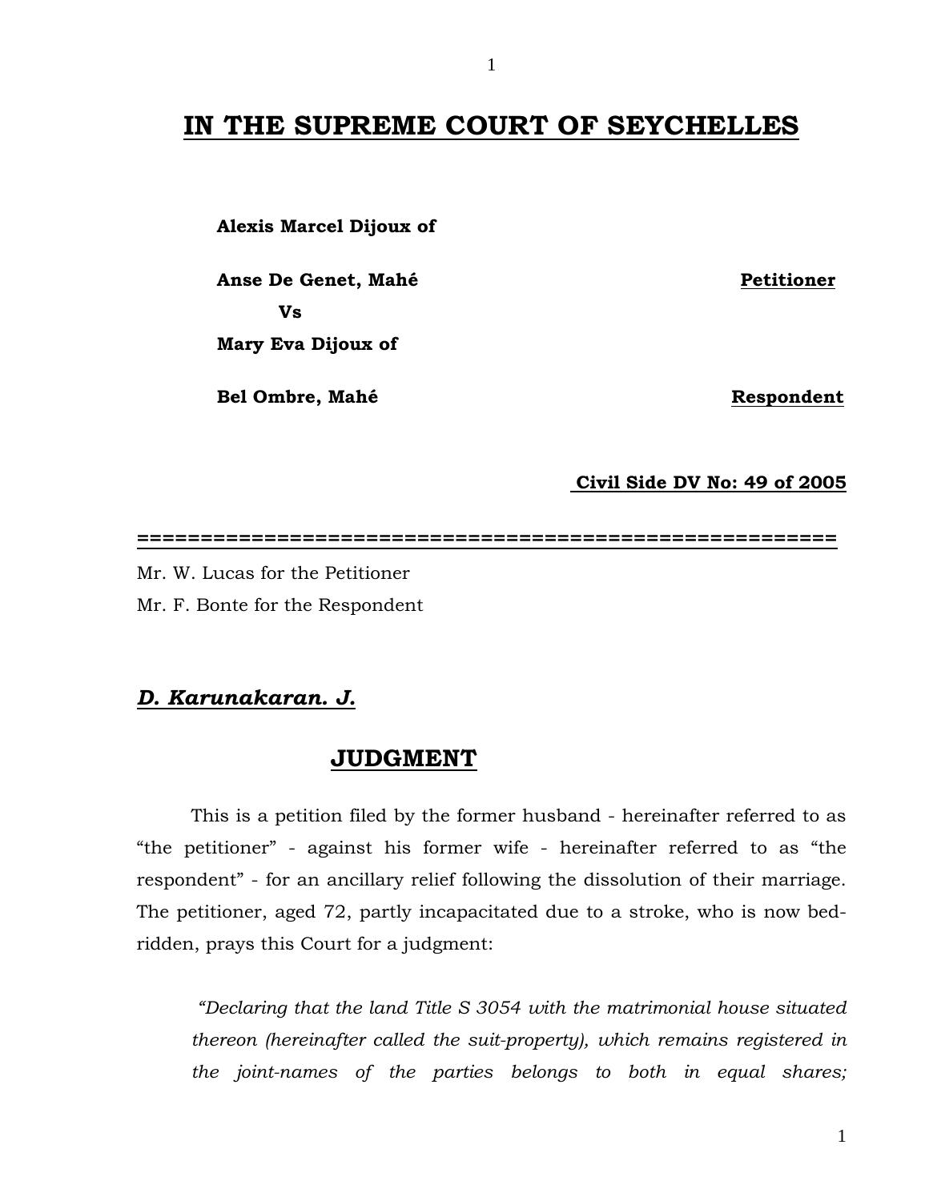# IN THE SUPREME COURT OF SEYCHELLES

**Alexis Marcel Dijoux of**

**Anse De Genet, Mahé** **Petitioner**

**Vs**

**Mary Eva Dijoux of**

**Bel Ombre, Mahé** **Respondent**

**Civil Side DV No: 49 of 2005**

---

Mr. W. Lucas for the Petitioner

Mr. F. Bonte for the Respondent

***D. Karunakaran. J.***

## JUDGMENT

This is a petition filed by the former husband - hereinafter referred to as "the petitioner" - against his former wife - hereinafter referred to as "the respondent" - for an ancillary relief following the dissolution of their marriage. The petitioner, aged 72, partly incapacitated due to a stroke, who is now bed-ridden, prays this Court for a judgment:

> *"Declaring that the land Title S 3054 with the matrimonial house situated thereon (hereinafter called the suit-property), which remains registered in the joint-names of the parties belongs to both in equal shares;*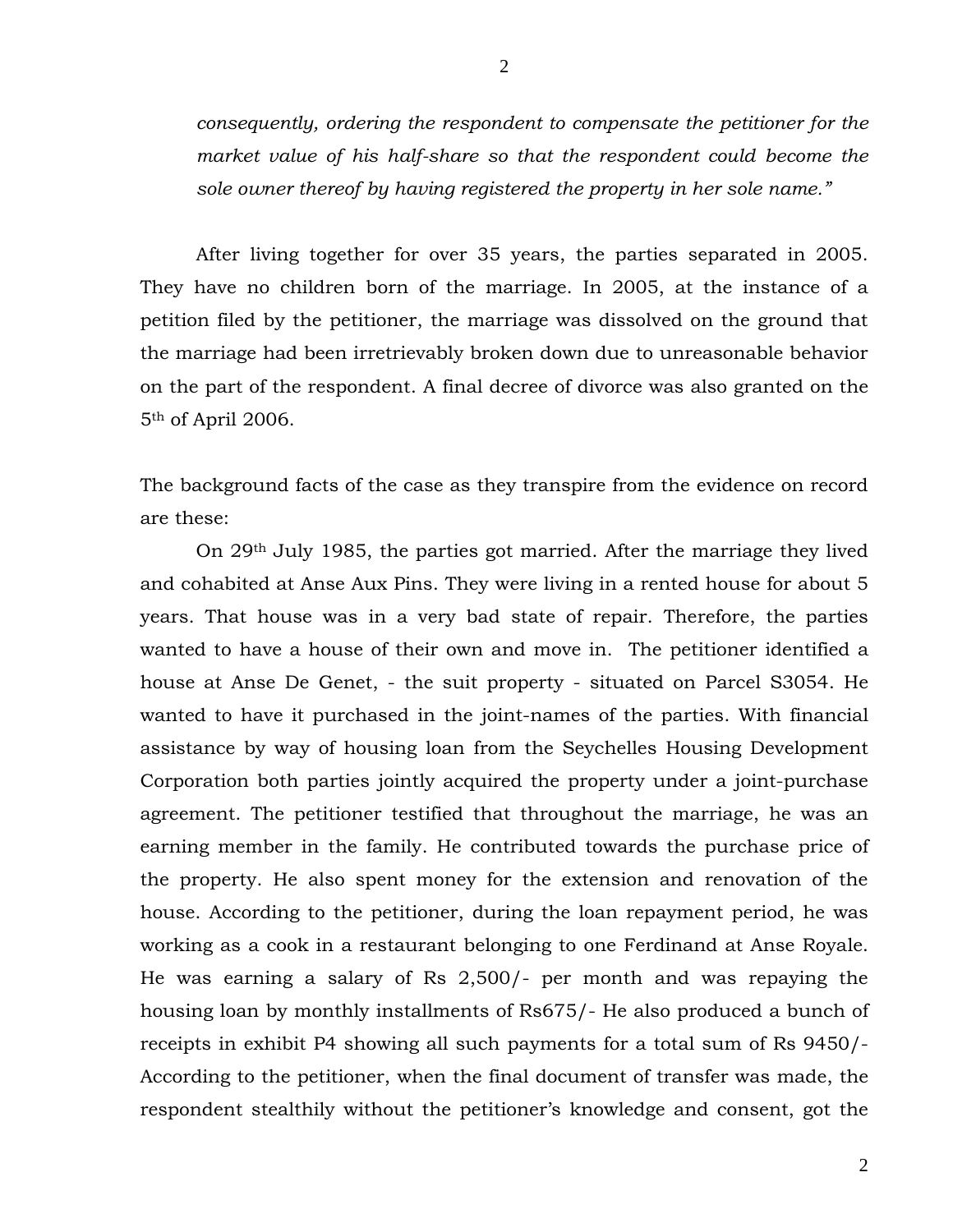*consequently, ordering the respondent to compensate the petitioner for the market value of his half-share so that the respondent could become the sole owner thereof by having registered the property in her sole name."*

After living together for over 35 years, the parties separated in 2005. They have no children born of the marriage. In 2005, at the instance of a petition filed by the petitioner, the marriage was dissolved on the ground that the marriage had been irretrievably broken down due to unreasonable behavior on the part of the respondent. A final decree of divorce was also granted on the 5th of April 2006.

The background facts of the case as they transpire from the evidence on record are these:

On 29th July 1985, the parties got married. After the marriage they lived and cohabited at Anse Aux Pins. They were living in a rented house for about 5 years. That house was in a very bad state of repair. Therefore, the parties wanted to have a house of their own and move in. The petitioner identified a house at Anse De Genet, - the suit property - situated on Parcel S3054. He wanted to have it purchased in the joint-names of the parties. With financial assistance by way of housing loan from the Seychelles Housing Development Corporation both parties jointly acquired the property under a joint-purchase agreement. The petitioner testified that throughout the marriage, he was an earning member in the family. He contributed towards the purchase price of the property. He also spent money for the extension and renovation of the house. According to the petitioner, during the loan repayment period, he was working as a cook in a restaurant belonging to one Ferdinand at Anse Royale. He was earning a salary of Rs 2,500/- per month and was repaying the housing loan by monthly installments of Rs675/- He also produced a bunch of receipts in exhibit P4 showing all such payments for a total sum of Rs 9450/- According to the petitioner, when the final document of transfer was made, the respondent stealthily without the petitioner's knowledge and consent, got the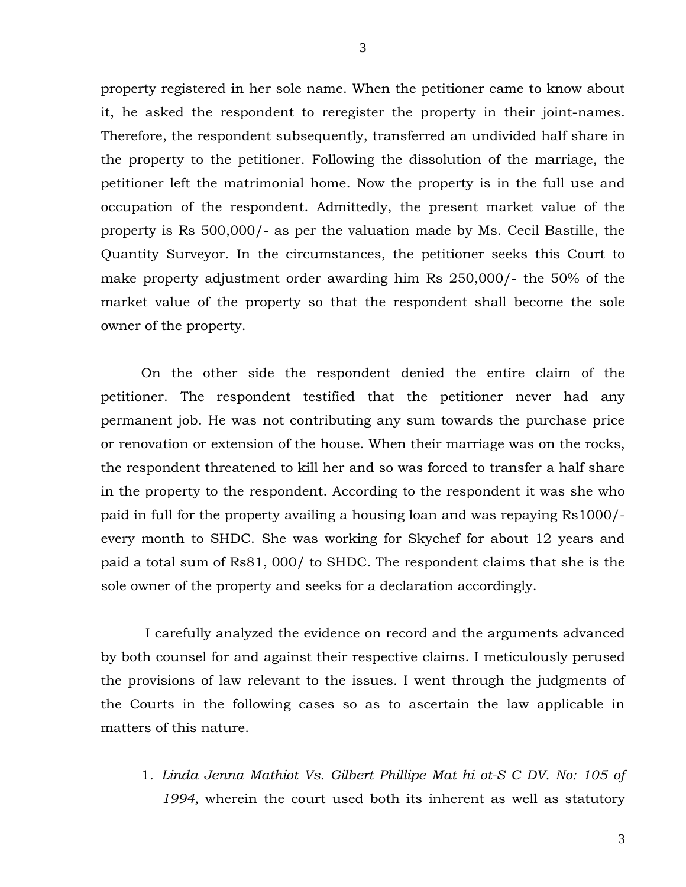property registered in her sole name. When the petitioner came to know about it, he asked the respondent to reregister the property in their joint-names. Therefore, the respondent subsequently, transferred an undivided half share in the property to the petitioner. Following the dissolution of the marriage, the petitioner left the matrimonial home. Now the property is in the full use and occupation of the respondent. Admittedly, the present market value of the property is Rs 500,000/- as per the valuation made by Ms. Cecil Bastille, the Quantity Surveyor. In the circumstances, the petitioner seeks this Court to make property adjustment order awarding him Rs 250,000/- the 50% of the market value of the property so that the respondent shall become the sole owner of the property.

On the other side the respondent denied the entire claim of the petitioner. The respondent testified that the petitioner never had any permanent job. He was not contributing any sum towards the purchase price or renovation or extension of the house. When their marriage was on the rocks, the respondent threatened to kill her and so was forced to transfer a half share in the property to the respondent. According to the respondent it was she who paid in full for the property availing a housing loan and was repaying Rs1000/- every month to SHDC. She was working for Skychef for about 12 years and paid a total sum of Rs81, 000/ to SHDC. The respondent claims that she is the sole owner of the property and seeks for a declaration accordingly.

I carefully analyzed the evidence on record and the arguments advanced by both counsel for and against their respective claims. I meticulously perused the provisions of law relevant to the issues. I went through the judgments of the Courts in the following cases so as to ascertain the law applicable in matters of this nature.

1. *Linda Jenna Mathiot Vs. Gilbert Phillipe Mat hi ot-S C DV. No: 105 of 1994,* wherein the court used both its inherent as well as statutory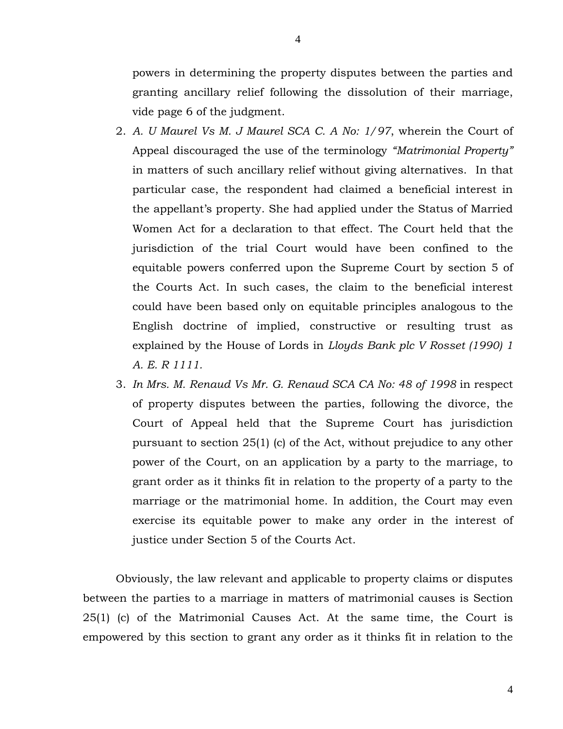powers in determining the property disputes between the parties and granting ancillary relief following the dissolution of their marriage, vide page 6 of the judgment.

2. *A. U Maurel Vs M. J Maurel SCA C. A No: 1/97*, wherein the Court of Appeal discouraged the use of the terminology *"Matrimonial Property"* in matters of such ancillary relief without giving alternatives. In that particular case, the respondent had claimed a beneficial interest in the appellant's property. She had applied under the Status of Married Women Act for a declaration to that effect. The Court held that the jurisdiction of the trial Court would have been confined to the equitable powers conferred upon the Supreme Court by section 5 of the Courts Act. In such cases, the claim to the beneficial interest could have been based only on equitable principles analogous to the English doctrine of implied, constructive or resulting trust as explained by the House of Lords in *Lloyds Bank plc V Rosset (1990) 1 A. E. R 1111*.
3. *In Mrs. M. Renaud Vs Mr. G. Renaud SCA CA No: 48 of 1998* in respect of property disputes between the parties, following the divorce, the Court of Appeal held that the Supreme Court has jurisdiction pursuant to section 25(1) (c) of the Act, without prejudice to any other power of the Court, on an application by a party to the marriage, to grant order as it thinks fit in relation to the property of a party to the marriage or the matrimonial home. In addition, the Court may even exercise its equitable power to make any order in the interest of justice under Section 5 of the Courts Act.

Obviously, the law relevant and applicable to property claims or disputes between the parties to a marriage in matters of matrimonial causes is Section 25(1) (c) of the Matrimonial Causes Act. At the same time, the Court is empowered by this section to grant any order as it thinks fit in relation to the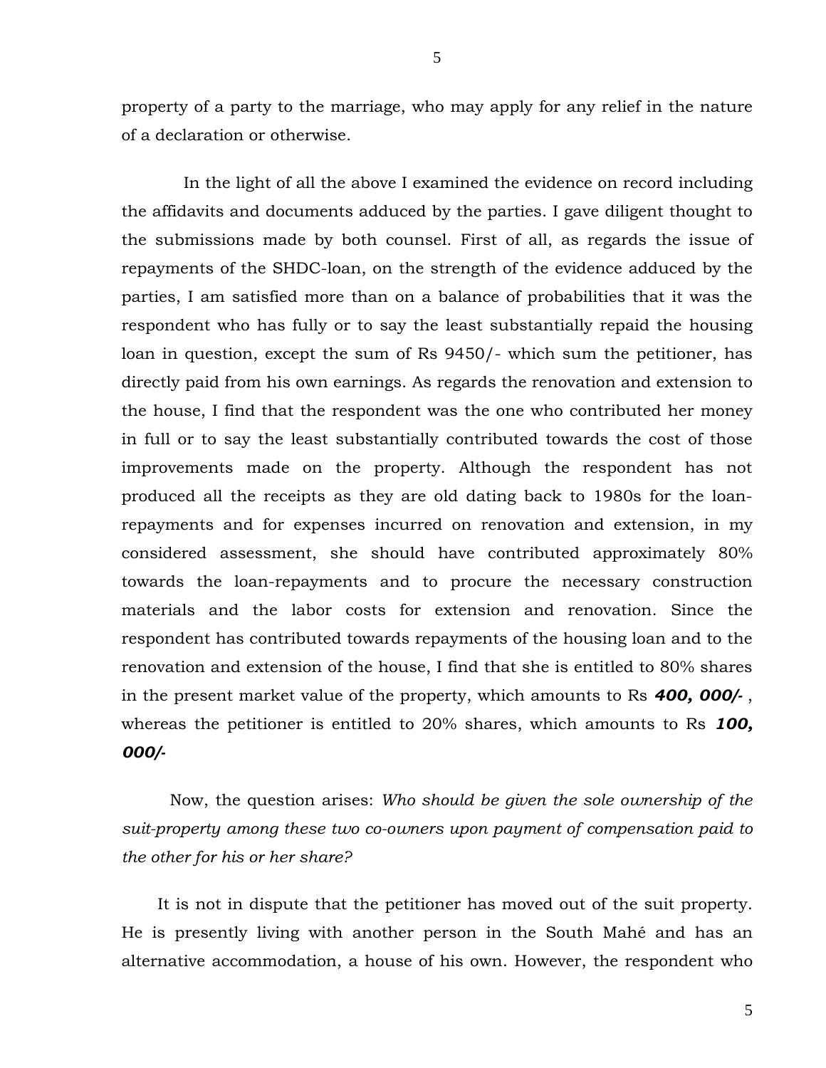property of a party to the marriage, who may apply for any relief in the nature of a declaration or otherwise.

In the light of all the above I examined the evidence on record including the affidavits and documents adduced by the parties. I gave diligent thought to the submissions made by both counsel. First of all, as regards the issue of repayments of the SHDC-loan, on the strength of the evidence adduced by the parties, I am satisfied more than on a balance of probabilities that it was the respondent who has fully or to say the least substantially repaid the housing loan in question, except the sum of Rs 9450/- which sum the petitioner, has directly paid from his own earnings. As regards the renovation and extension to the house, I find that the respondent was the one who contributed her money in full or to say the least substantially contributed towards the cost of those improvements made on the property. Although the respondent has not produced all the receipts as they are old dating back to 1980s for the loan-repayments and for expenses incurred on renovation and extension, in my considered assessment, she should have contributed approximately 80% towards the loan-repayments and to procure the necessary construction materials and the labor costs for extension and renovation. Since the respondent has contributed towards repayments of the housing loan and to the renovation and extension of the house, I find that she is entitled to 80% shares in the present market value of the property, which amounts to Rs ***400, 000/-*** , whereas the petitioner is entitled to 20% shares, which amounts to Rs ***100, 000/-***

Now, the question arises: *Who should be given the sole ownership of the suit-property among these two co-owners upon payment of compensation paid to the other for his or her share?*

It is not in dispute that the petitioner has moved out of the suit property. He is presently living with another person in the South Mahé and has an alternative accommodation, a house of his own. However, the respondent who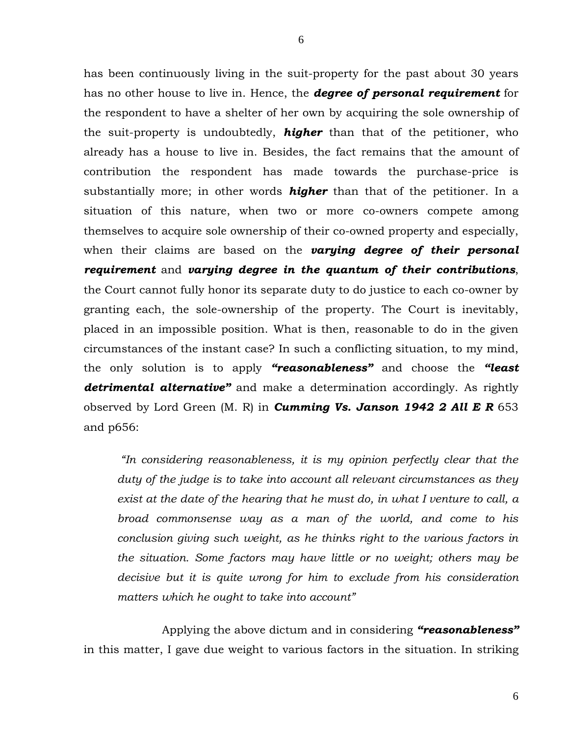has been continuously living in the suit-property for the past about 30 years has no other house to live in. Hence, the ***degree of personal requirement*** for the respondent to have a shelter of her own by acquiring the sole ownership of the suit-property is undoubtedly, ***higher*** than that of the petitioner, who already has a house to live in. Besides, the fact remains that the amount of contribution the respondent has made towards the purchase-price is substantially more; in other words ***higher*** than that of the petitioner. In a situation of this nature, when two or more co-owners compete among themselves to acquire sole ownership of their co-owned property and especially, when their claims are based on the ***varying degree of their personal requirement*** and ***varying degree in the quantum of their contributions***, the Court cannot fully honor its separate duty to do justice to each co-owner by granting each, the sole-ownership of the property. The Court is inevitably, placed in an impossible position. What is then, reasonable to do in the given circumstances of the instant case? In such a conflicting situation, to my mind, the only solution is to apply ***"reasonableness"*** and choose the ***"least detrimental alternative"*** and make a determination accordingly. As rightly observed by Lord Green (M. R) in ***Cumming Vs. Janson 1942 2 All E R*** 653 and p656:

> *"In considering reasonableness, it is my opinion perfectly clear that the duty of the judge is to take into account all relevant circumstances as they exist at the date of the hearing that he must do, in what I venture to call, a broad commonsense way as a man of the world, and come to his conclusion giving such weight, as he thinks right to the various factors in the situation. Some factors may have little or no weight; others may be decisive but it is quite wrong for him to exclude from his consideration matters which he ought to take into account"*

Applying the above dictum and in considering ***"reasonableness"*** in this matter, I gave due weight to various factors in the situation. In striking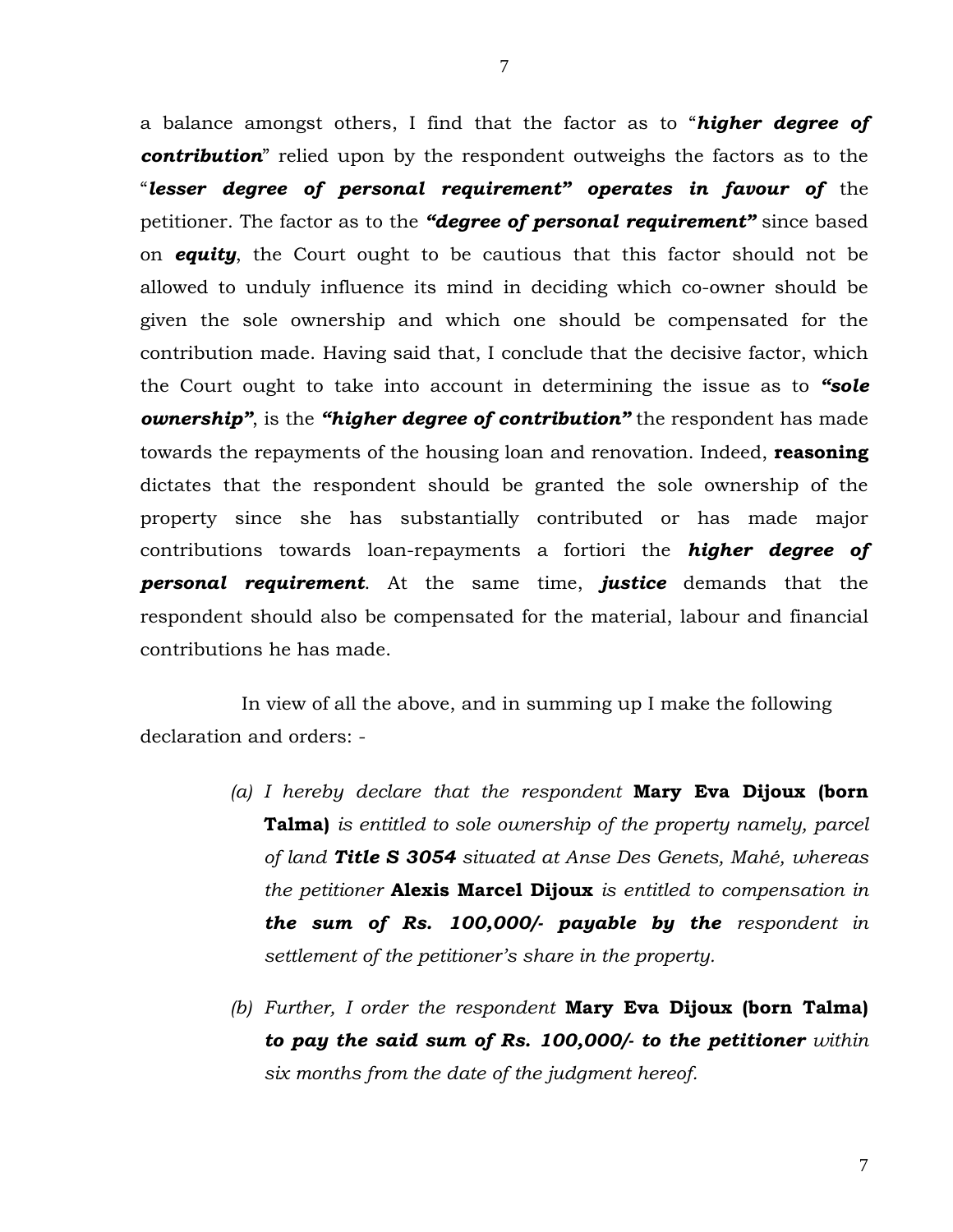a balance amongst others, I find that the factor as to "***higher degree of contribution***" relied upon by the respondent outweighs the factors as to the "***lesser degree of personal requirement" operates in favour of*** the petitioner. The factor as to the ***"degree of personal requirement"*** since based on ***equity***, the Court ought to be cautious that this factor should not be allowed to unduly influence its mind in deciding which co-owner should be given the sole ownership and which one should be compensated for the contribution made. Having said that, I conclude that the decisive factor, which the Court ought to take into account in determining the issue as to ***"sole ownership"***, is the ***"higher degree of contribution"*** the respondent has made towards the repayments of the housing loan and renovation. Indeed, **reasoning** dictates that the respondent should be granted the sole ownership of the property since she has substantially contributed or has made major contributions towards loan-repayments a fortiori the ***higher degree of personal requirement***. At the same time, ***justice*** demands that the respondent should also be compensated for the material, labour and financial contributions he has made.

In view of all the above, and in summing up I make the following declaration and orders: -

*(a) I hereby declare that the respondent* **Mary Eva Dijoux (born Talma)** *is entitled to sole ownership of the property namely, parcel of land* ***Title S 3054*** *situated at Anse Des Genets, Mahé, whereas the petitioner* **Alexis Marcel Dijoux** *is entitled to compensation in* ***the sum of Rs. 100,000/- payable by the*** *respondent in settlement of the petitioner's share in the property.*

*(b) Further, I order the respondent* **Mary Eva Dijoux (born Talma)** ***to pay the said sum of Rs. 100,000/- to the petitioner*** *within six months from the date of the judgment hereof.*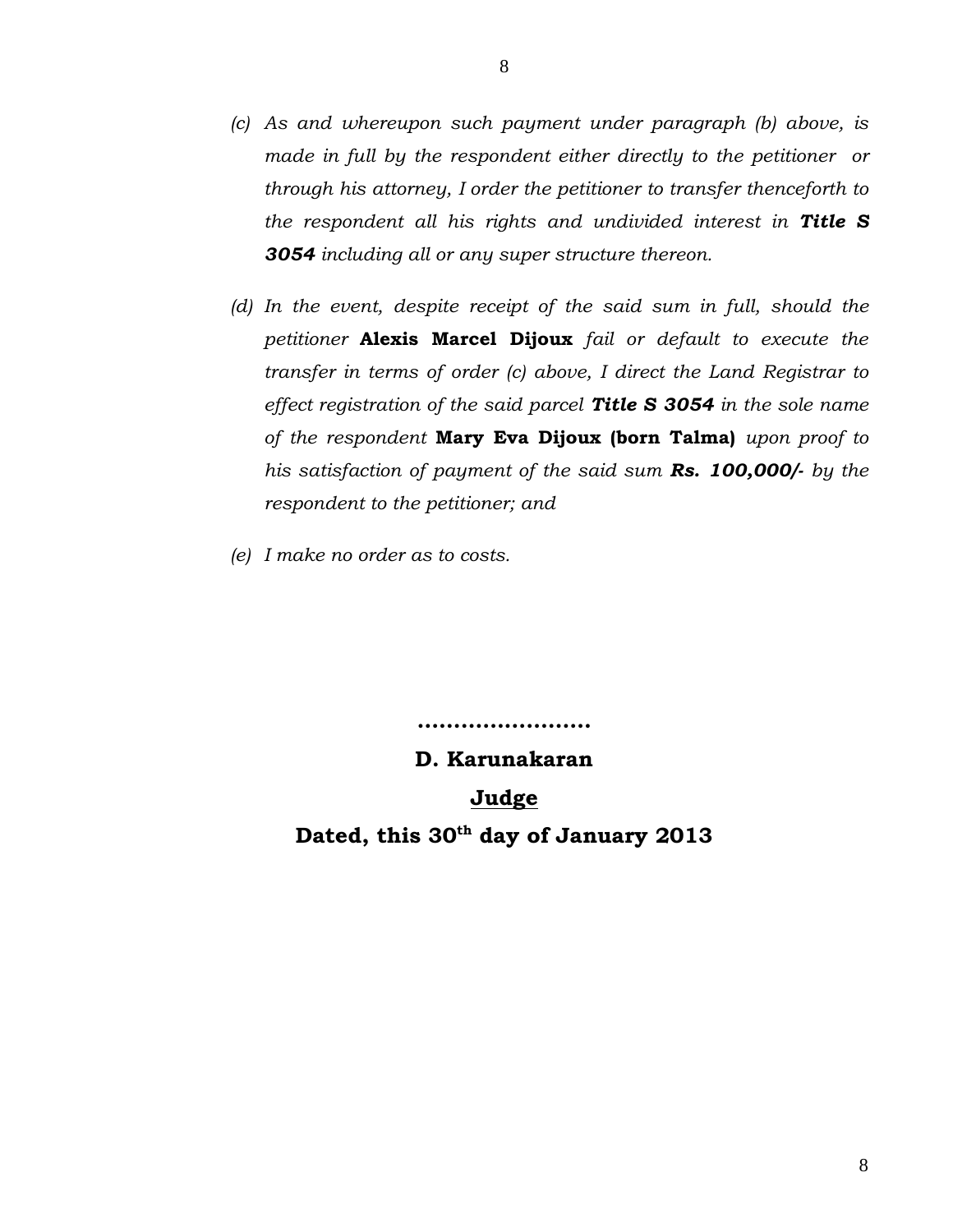*(c) As and whereupon such payment under paragraph (b) above, is made in full by the respondent either directly to the petitioner or through his attorney, I order the petitioner to transfer thenceforth to the respondent all his rights and undivided interest in **Title S 3054** including all or any super structure thereon.*

*(d) In the event, despite receipt of the said sum in full, should the petitioner* **Alexis Marcel Dijoux** *fail or default to execute the transfer in terms of order (c) above, I direct the Land Registrar to effect registration of the said parcel **Title S 3054** in the sole name of the respondent* **Mary Eva Dijoux (born Talma)** *upon proof to his satisfaction of payment of the said sum **Rs. 100,000/-** by the respondent to the petitioner; and*

*(e) I make no order as to costs.*

**……………………**

**D. Karunakaran**

**Judge**

**Dated, this 30th day of January 2013**